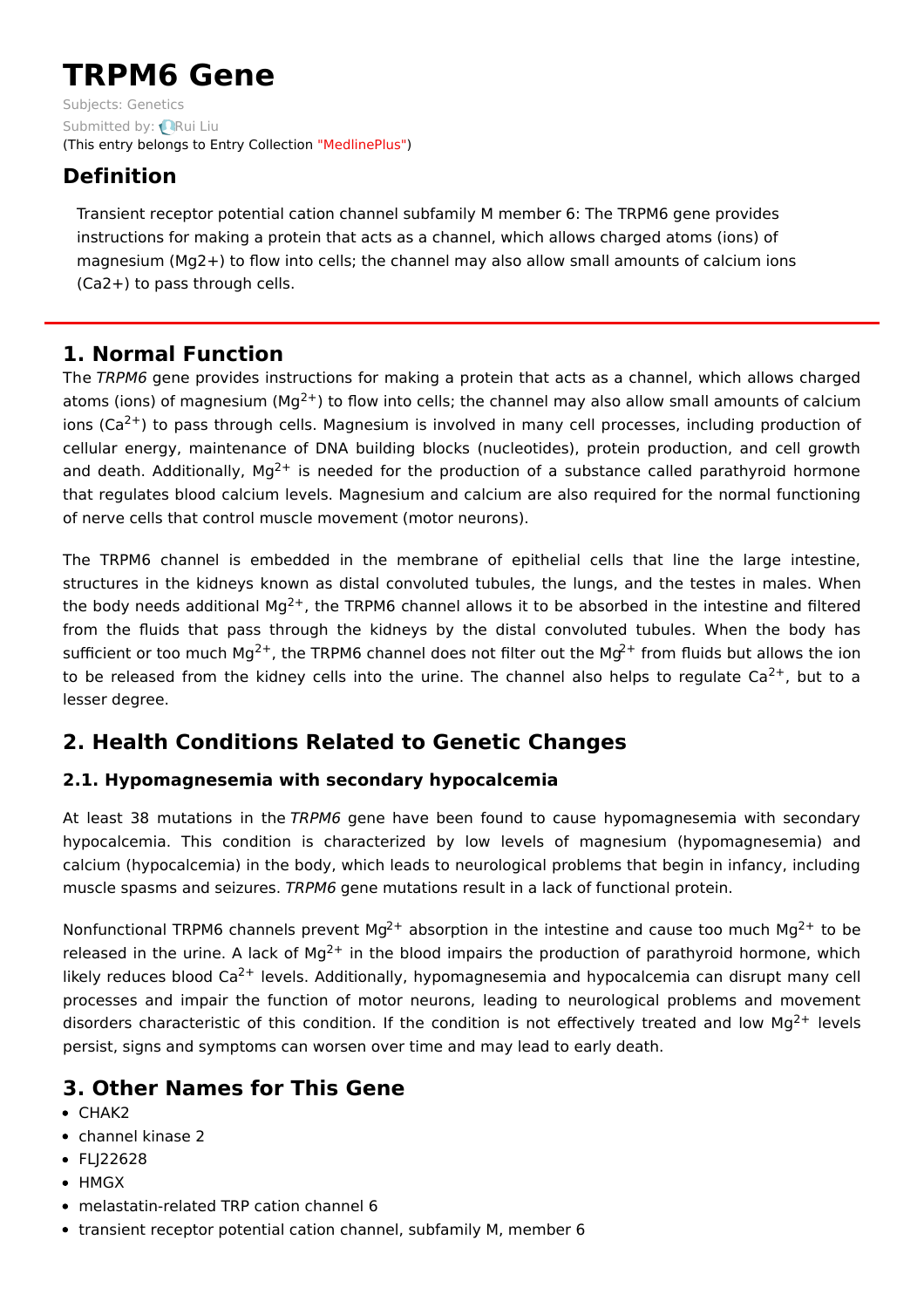# TRPM6 Gene

Subjects: Genetics

Submitted by: Rui Liu

(This entry belongs to Entry Collection "MedlinePlus")

## Definition

Transient receptor potential cation channel subfamily M member 6: The TRPM6 gene provides instructions for making a protein that acts as a channel, which allows charged atoms (ions) of magnesium (Mg2+) to flow into cells; the channel may also allow small amounts of calcium ions (Ca2+) to pass through cells.

## 1. Normal Function

The *TRPM6* gene provides instructions for making a protein that acts as a channel, which allows charged atoms (ions) of magnesium ($Mg^{2+}$) to flow into cells; the channel may also allow small amounts of calcium ions ($Ca^{2+}$) to pass through cells. Magnesium is involved in many cell processes, including production of cellular energy, maintenance of DNA building blocks (nucleotides), protein production, and cell growth and death. Additionally, $Mg^{2+}$ is needed for the production of a substance called parathyroid hormone that regulates blood calcium levels. Magnesium and calcium are also required for the normal functioning of nerve cells that control muscle movement (motor neurons).

The TRPM6 channel is embedded in the membrane of epithelial cells that line the large intestine, structures in the kidneys known as distal convoluted tubules, the lungs, and the testes in males. When the body needs additional $Mg^{2+}$, the TRPM6 channel allows it to be absorbed in the intestine and filtered from the fluids that pass through the kidneys by the distal convoluted tubules. When the body has sufficient or too much $Mg^{2+}$, the TRPM6 channel does not filter out the $Mg^{2+}$ from fluids but allows the ion to be released from the kidney cells into the urine. The channel also helps to regulate $Ca^{2+}$, but to a lesser degree.

## 2. Health Conditions Related to Genetic Changes

### 2.1. Hypomagnesemia with secondary hypocalcemia

At least 38 mutations in the *TRPM6* gene have been found to cause hypomagnesemia with secondary hypocalcemia. This condition is characterized by low levels of magnesium (hypomagnesemia) and calcium (hypocalcemia) in the body, which leads to neurological problems that begin in infancy, including muscle spasms and seizures. *TRPM6* gene mutations result in a lack of functional protein.

Nonfunctional TRPM6 channels prevent $Mg^{2+}$ absorption in the intestine and cause too much $Mg^{2+}$ to be released in the urine. A lack of $Mg^{2+}$ in the blood impairs the production of parathyroid hormone, which likely reduces blood $Ca^{2+}$ levels. Additionally, hypomagnesemia and hypocalcemia can disrupt many cell processes and impair the function of motor neurons, leading to neurological problems and movement disorders characteristic of this condition. If the condition is not effectively treated and low $Mg^{2+}$ levels persist, signs and symptoms can worsen over time and may lead to early death.

## 3. Other Names for This Gene

- CHAK2
- channel kinase 2
- FLJ22628
- HMGX
- melastatin-related TRP cation channel 6
- transient receptor potential cation channel, subfamily M, member 6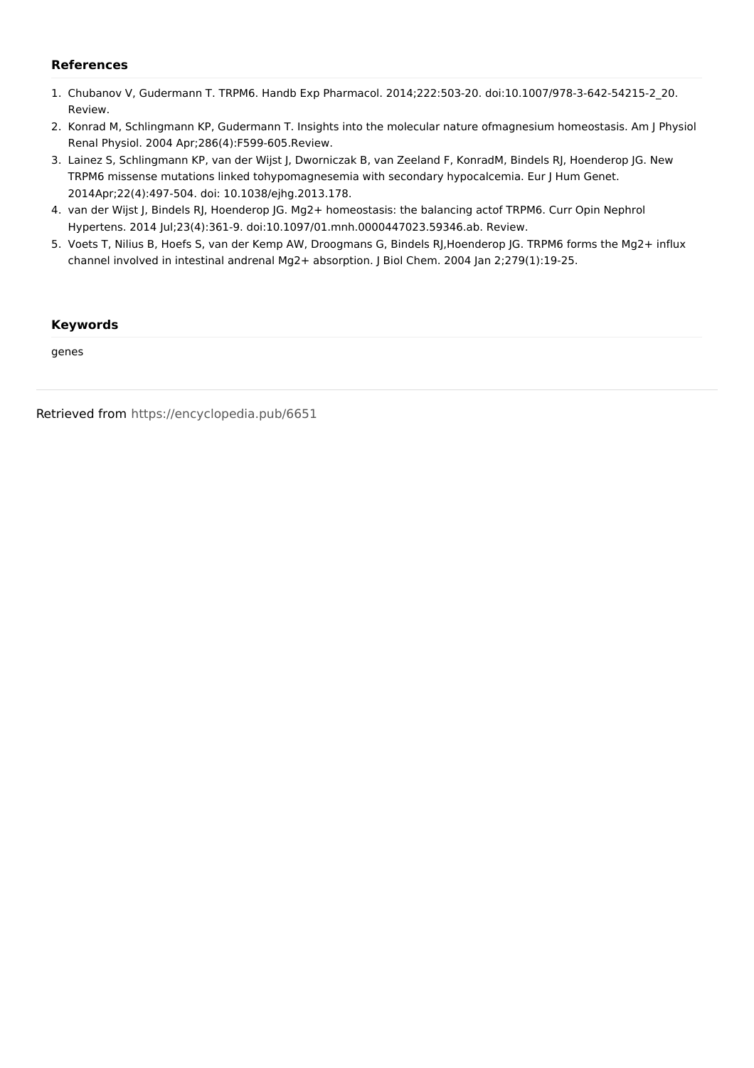## References

1. Chubanov V, Gudermann T. TRPM6. Handb Exp Pharmacol. 2014;222:503-20. doi:10.1007/978-3-642-54215-2_20. Review.
2. Konrad M, Schlingmann KP, Gudermann T. Insights into the molecular nature ofmagnesium homeostasis. Am J Physiol Renal Physiol. 2004 Apr;286(4):F599-605.Review.
3. Lainez S, Schlingmann KP, van der Wijst J, Dworniczak B, van Zeeland F, KonradM, Bindels RJ, Hoenderop JG. New TRPM6 missense mutations linked tohypomagnesemia with secondary hypocalcemia. Eur J Hum Genet. 2014Apr;22(4):497-504. doi: 10.1038/ejhg.2013.178.
4. van der Wijst J, Bindels RJ, Hoenderop JG. Mg2+ homeostasis: the balancing actof TRPM6. Curr Opin Nephrol Hypertens. 2014 Jul;23(4):361-9. doi:10.1097/01.mnh.0000447023.59346.ab. Review.
5. Voets T, Nilius B, Hoefs S, van der Kemp AW, Droogmans G, Bindels RJ,Hoenderop JG. TRPM6 forms the Mg2+ influx channel involved in intestinal andrenal Mg2+ absorption. J Biol Chem. 2004 Jan 2;279(1):19-25.

## Keywords

genes

Retrieved from https://encyclopedia.pub/6651